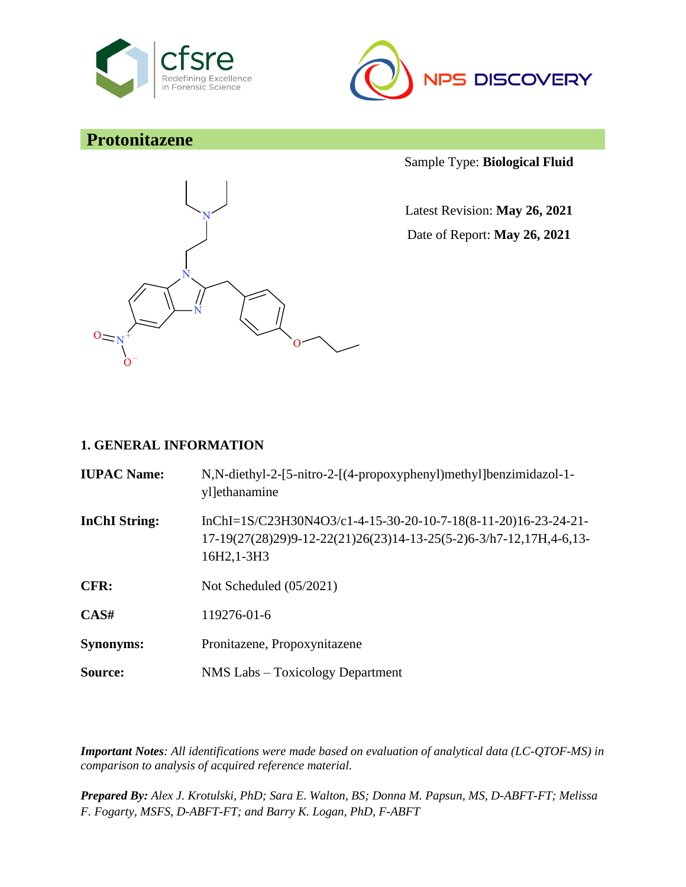# Protonitazene

Sample Type: **Biological Fluid**

Latest Revision: **May 26, 2021**

Date of Report: **May 26, 2021**

## 1. GENERAL INFORMATION

**IUPAC Name:** N,N-diethyl-2-[5-nitro-2-[(4-propoxyphenyl)methyl]benzimidazol-1-yl]ethanamine

**InChI String:** InChI=1S/C23H30N4O3/c1-4-15-30-20-10-7-18(8-11-20)16-23-24-21-17-19(27(28)29)9-12-22(21)26(23)14-13-25(5-2)6-3/h7-12,17H,4-6,13-16H2,1-3H3

**CFR:** Not Scheduled (05/2021)

**CAS#** 119276-01-6

**Synonyms:** Pronitazene, Propoxynitazene

**Source:** NMS Labs – Toxicology Department

***Important Notes****: All identifications were made based on evaluation of analytical data (LC-QTOF-MS) in comparison to analysis of acquired reference material.*

***Prepared By:*** *Alex J. Krotulski, PhD; Sara E. Walton, BS; Donna M. Papsun, MS, D-ABFT-FT; Melissa F. Fogarty, MSFS, D-ABFT-FT; and Barry K. Logan, PhD, F-ABFT*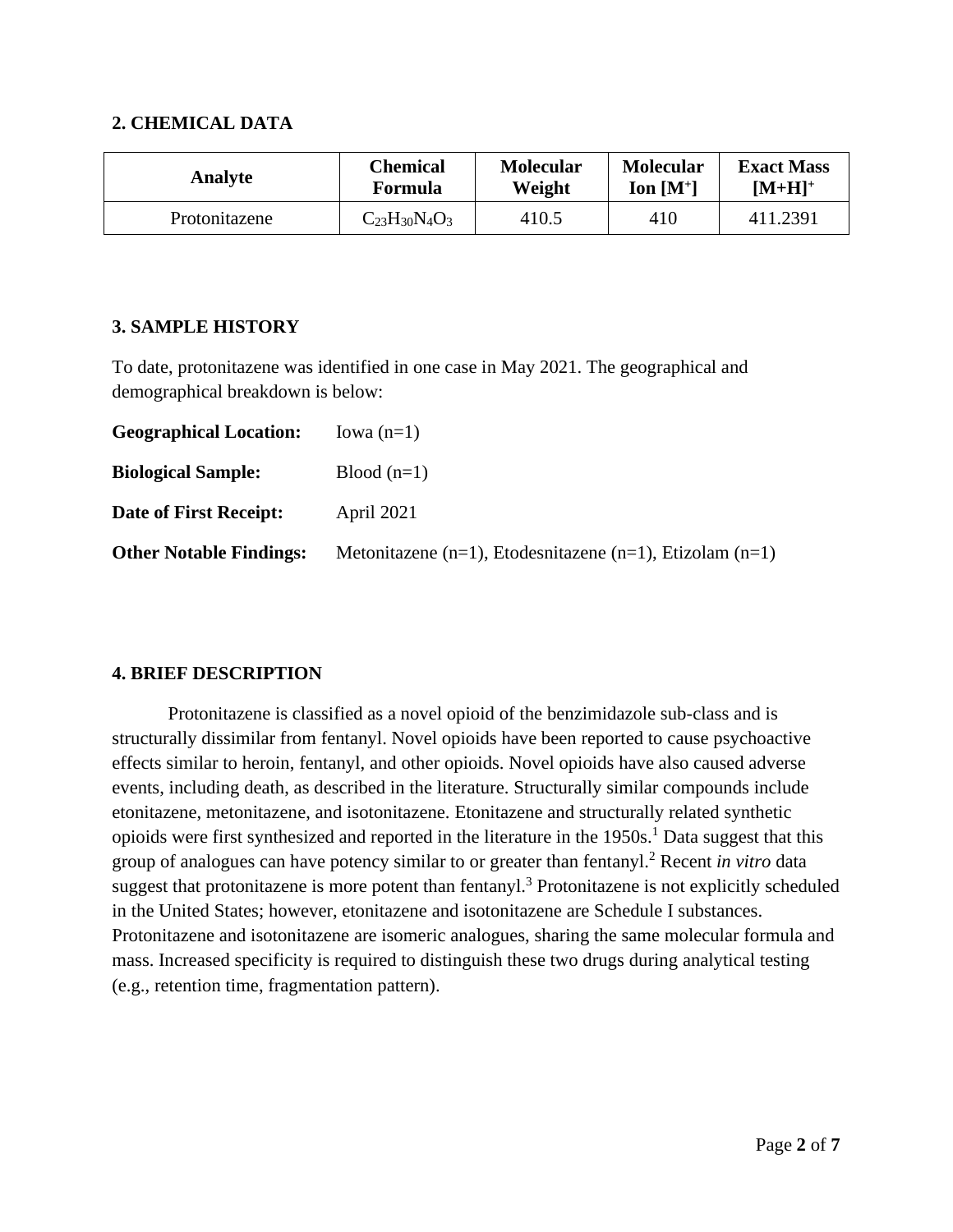## 2. CHEMICAL DATA

| Analyte | Chemical Formula | Molecular Weight | Molecular Ion [M$^+$] | Exact Mass [M+H]$^+$ |
|---|---|---|---|---|
| Protonitazene | $C_{23}H_{30}N_4O_3$ | 410.5 | 410 | 411.2391 |

## 3. SAMPLE HISTORY

To date, protonitazene was identified in one case in May 2021. The geographical and demographical breakdown is below:

**Geographical Location:** Iowa (n=1)

**Biological Sample:** Blood (n=1)

**Date of First Receipt:** April 2021

**Other Notable Findings:** Metonitazene (n=1), Etodesnitazene (n=1), Etizolam (n=1)

## 4. BRIEF DESCRIPTION

Protonitazene is classified as a novel opioid of the benzimidazole sub-class and is structurally dissimilar from fentanyl. Novel opioids have been reported to cause psychoactive effects similar to heroin, fentanyl, and other opioids. Novel opioids have also caused adverse events, including death, as described in the literature. Structurally similar compounds include etonitazene, metonitazene, and isotonitazene. Etonitazene and structurally related synthetic opioids were first synthesized and reported in the literature in the 1950s.[1] Data suggest that this group of analogues can have potency similar to or greater than fentanyl.[2] Recent *in vitro* data suggest that protonitazene is more potent than fentanyl.[3] Protonitazene is not explicitly scheduled in the United States; however, etonitazene and isotonitazene are Schedule I substances. Protonitazene and isotonitazene are isomeric analogues, sharing the same molecular formula and mass. Increased specificity is required to distinguish these two drugs during analytical testing (e.g., retention time, fragmentation pattern).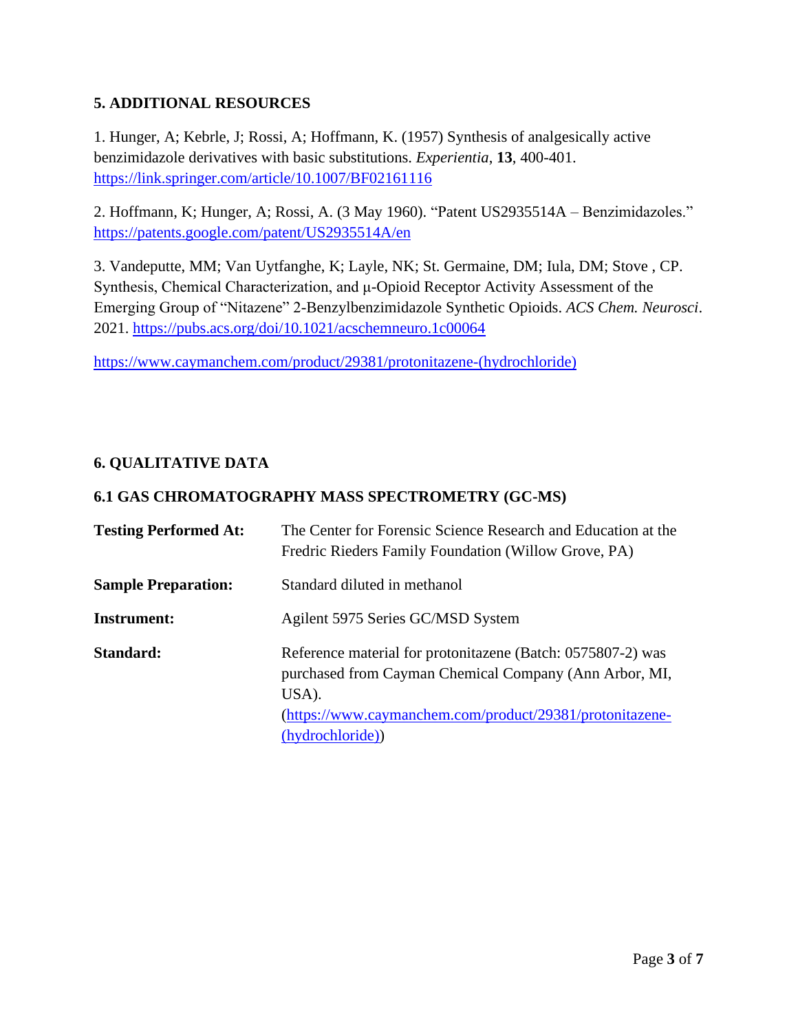## 5. ADDITIONAL RESOURCES

1. Hunger, A; Kebrle, J; Rossi, A; Hoffmann, K. (1957) Synthesis of analgesically active benzimidazole derivatives with basic substitutions. *Experientia*, **13**, 400-401. https://link.springer.com/article/10.1007/BF02161116

2. Hoffmann, K; Hunger, A; Rossi, A. (3 May 1960). "Patent US2935514A – Benzimidazoles." https://patents.google.com/patent/US2935514A/en

3. Vandeputte, MM; Van Uytfanghe, K; Layle, NK; St. Germaine, DM; Iula, DM; Stove , CP. Synthesis, Chemical Characterization, and μ-Opioid Receptor Activity Assessment of the Emerging Group of "Nitazene" 2-Benzylbenzimidazole Synthetic Opioids. *ACS Chem. Neurosci*. 2021. https://pubs.acs.org/doi/10.1021/acschemneuro.1c00064

https://www.caymanchem.com/product/29381/protonitazene-(hydrochloride)

## 6. QUALITATIVE DATA

### 6.1 GAS CHROMATOGRAPHY MASS SPECTROMETRY (GC-MS)

**Testing Performed At:** The Center for Forensic Science Research and Education at the Fredric Rieders Family Foundation (Willow Grove, PA)

**Sample Preparation:** Standard diluted in methanol

**Instrument:** Agilent 5975 Series GC/MSD System

**Standard:** Reference material for protonitazene (Batch: 0575807-2) was purchased from Cayman Chemical Company (Ann Arbor, MI, USA). (https://www.caymanchem.com/product/29381/protonitazene-(hydrochloride))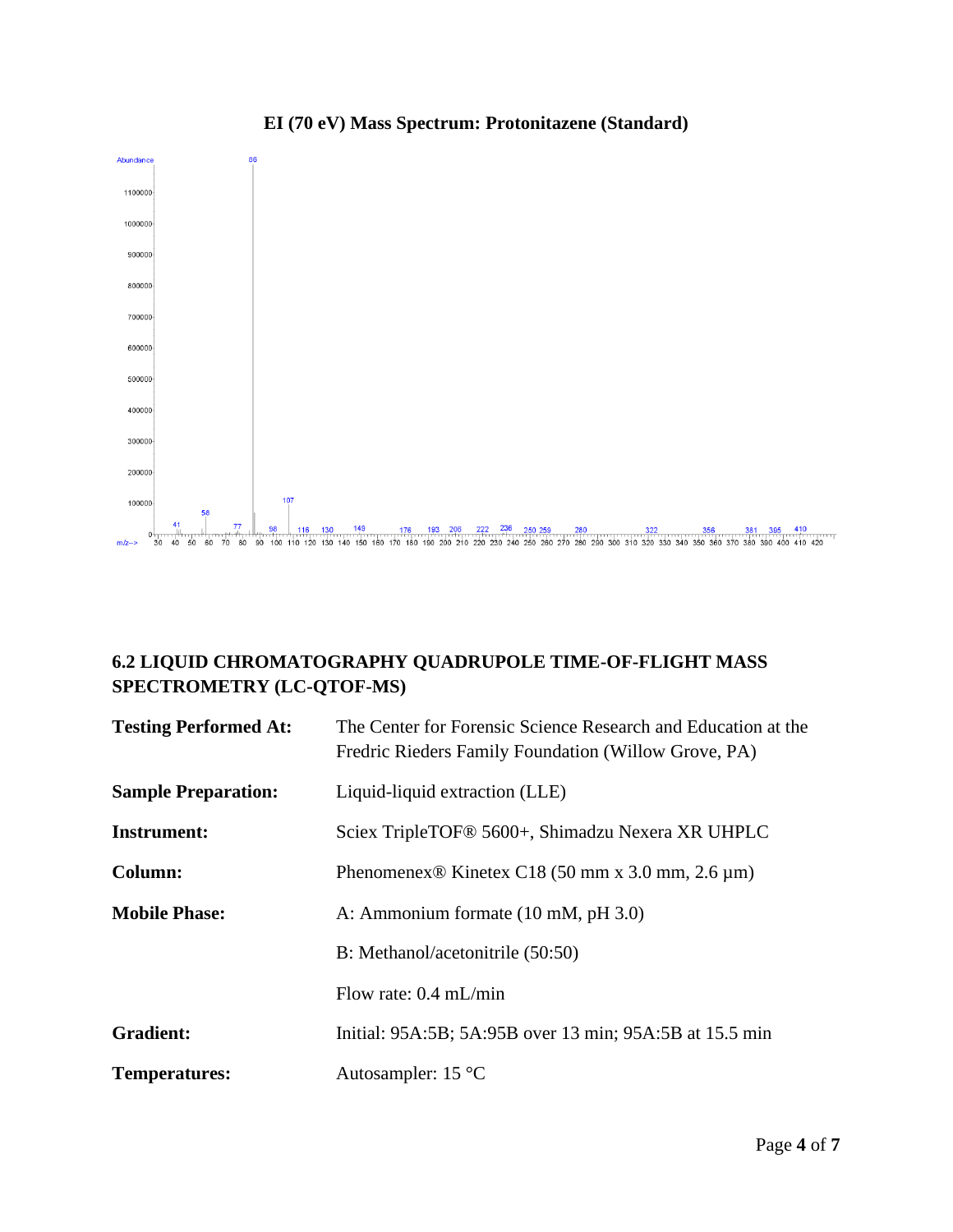**EI (70 eV) Mass Spectrum: Protonitazene (Standard)**

## 6.2 LIQUID CHROMATOGRAPHY QUADRUPOLE TIME-OF-FLIGHT MASS SPECTROMETRY (LC-QTOF-MS)

| | |
|---|---|
| **Testing Performed At:** | The Center for Forensic Science Research and Education at the Fredric Rieders Family Foundation (Willow Grove, PA) |
| **Sample Preparation:** | Liquid-liquid extraction (LLE) |
| **Instrument:** | Sciex TripleTOF® 5600+, Shimadzu Nexera XR UHPLC |
| **Column:** | Phenomenex® Kinetex C18 (50 mm x 3.0 mm, 2.6 µm) |
| **Mobile Phase:** | A: Ammonium formate (10 mM, pH 3.0) |
| | B: Methanol/acetonitrile (50:50) |
| | Flow rate: 0.4 mL/min |
| **Gradient:** | Initial: 95A:5B; 5A:95B over 13 min; 95A:5B at 15.5 min |
| **Temperatures:** | Autosampler: 15 °C |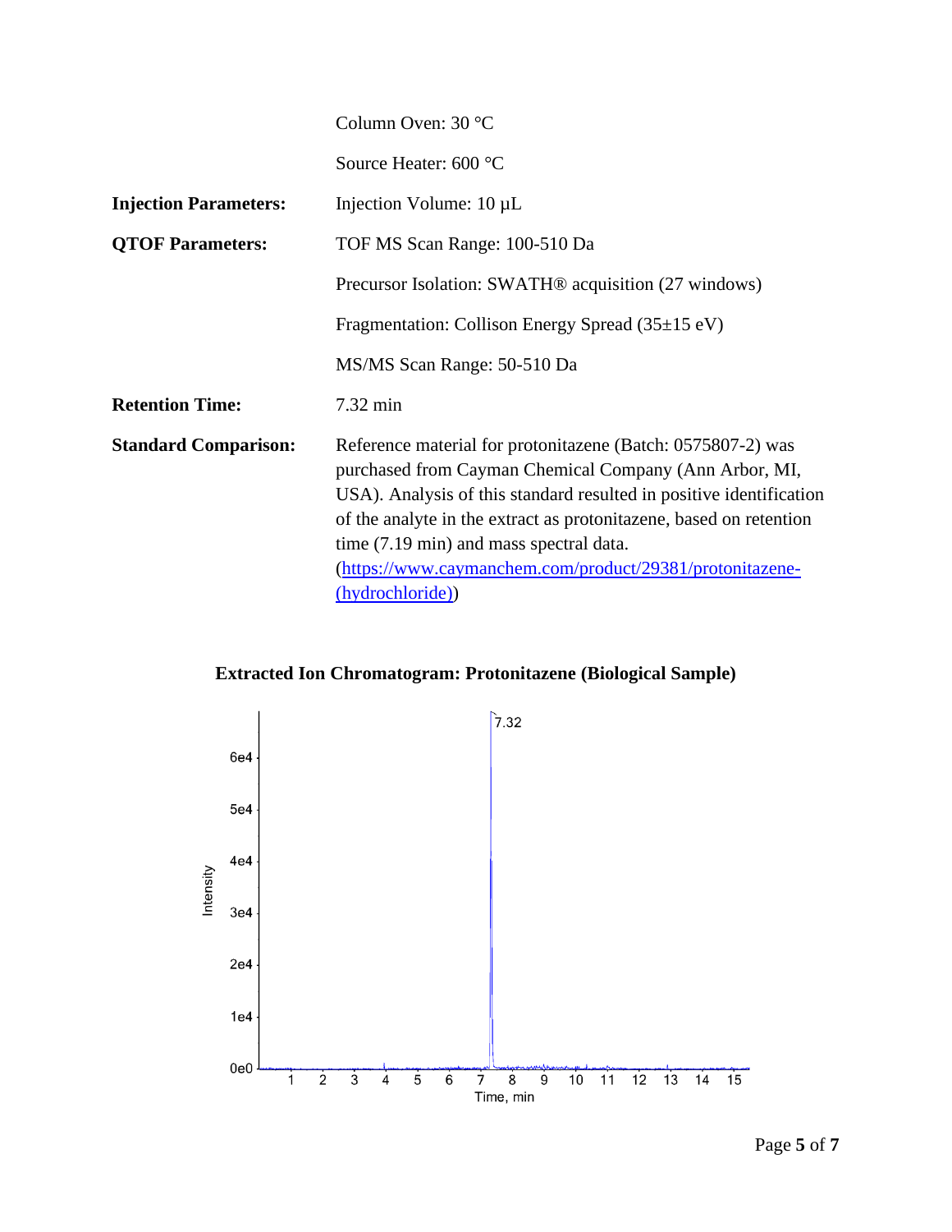| | |
|---|---|
| | Column Oven: 30 °C |
| | Source Heater: 600 °C |
| **Injection Parameters:** | Injection Volume: 10 µL |
| **QTOF Parameters:** | TOF MS Scan Range: 100-510 Da |
| | Precursor Isolation: SWATH® acquisition (27 windows) |
| | Fragmentation: Collison Energy Spread (35±15 eV) |
| | MS/MS Scan Range: 50-510 Da |
| **Retention Time:** | 7.32 min |
| **Standard Comparison:** | Reference material for protonitazene (Batch: 0575807-2) was purchased from Cayman Chemical Company (Ann Arbor, MI, USA). Analysis of this standard resulted in positive identification of the analyte in the extract as protonitazene, based on retention time (7.19 min) and mass spectral data. ([https://www.caymanchem.com/product/29381/protonitazene-(hydrochloride)](https://www.caymanchem.com/product/29381/protonitazene-(hydrochloride))) |

**Extracted Ion Chromatogram: Protonitazene (Biological Sample)**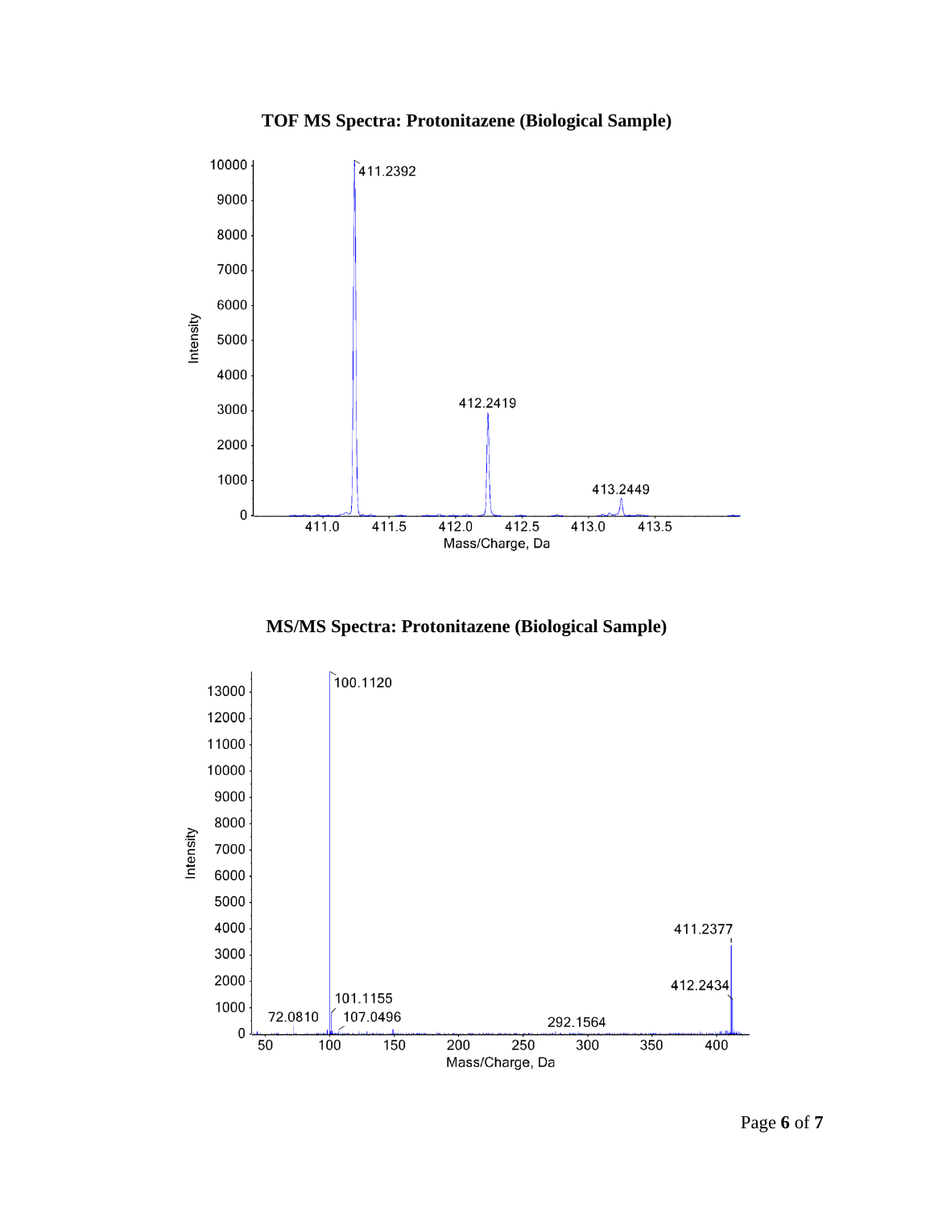## TOF MS Spectra: Protonitazene (Biological Sample)

## MS/MS Spectra: Protonitazene (Biological Sample)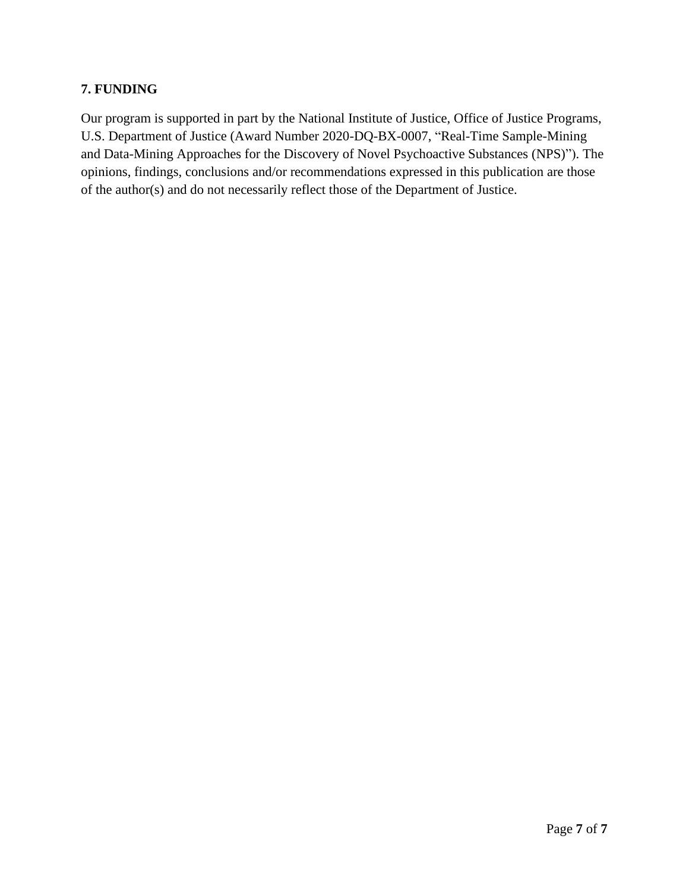## 7. FUNDING

Our program is supported in part by the National Institute of Justice, Office of Justice Programs, U.S. Department of Justice (Award Number 2020-DQ-BX-0007, "Real-Time Sample-Mining and Data-Mining Approaches for the Discovery of Novel Psychoactive Substances (NPS)"). The opinions, findings, conclusions and/or recommendations expressed in this publication are those of the author(s) and do not necessarily reflect those of the Department of Justice.